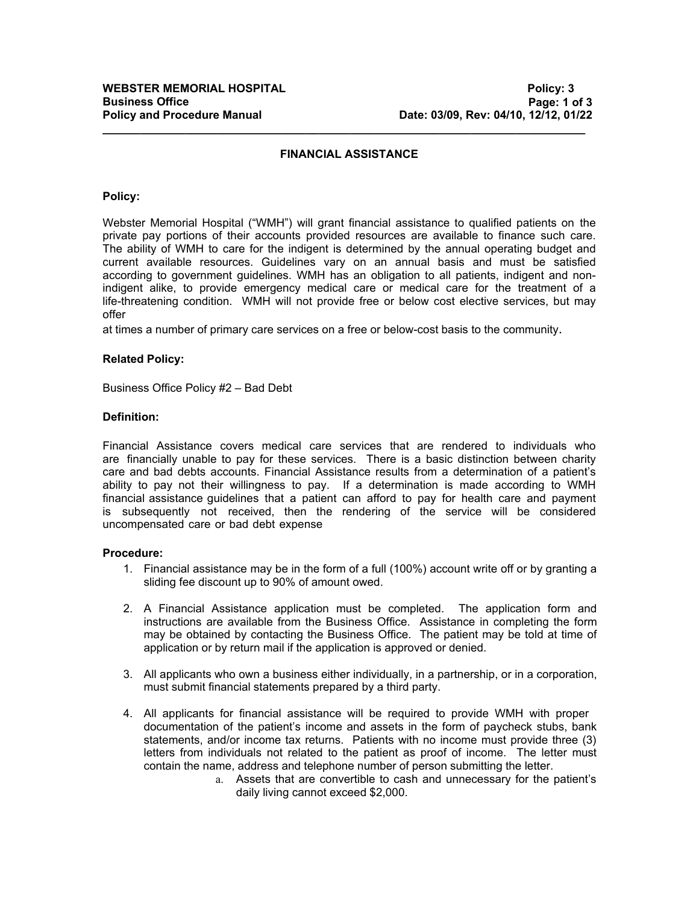**WEBSTER MEMORIAL HOSPITAL**
**Business Office**
**Policy and Procedure Manual**

**Policy: 3**
**Date: 03/09, Rev: 04/10, 12/12, 01/22**

## FINANCIAL ASSISTANCE

### Policy:

Webster Memorial Hospital ("WMH") will grant financial assistance to qualified patients on the private pay portions of their accounts provided resources are available to finance such care. The ability of WMH to care for the indigent is determined by the annual operating budget and current available resources. Guidelines vary on an annual basis and must be satisfied according to government guidelines. WMH has an obligation to all patients, indigent and non-indigent alike, to provide emergency medical care or medical care for the treatment of a life-threatening condition. WMH will not provide free or below cost elective services, but may offer at times a number of primary care services on a free or below-cost basis to the community.

### Related Policy:

Business Office Policy #2 – Bad Debt

### Definition:

Financial Assistance covers medical care services that are rendered to individuals who are financially unable to pay for these services. There is a basic distinction between charity care and bad debts accounts. Financial Assistance results from a determination of a patient's ability to pay not their willingness to pay. If a determination is made according to WMH financial assistance guidelines that a patient can afford to pay for health care and payment is subsequently not received, then the rendering of the service will be considered uncompensated care or bad debt expense

### Procedure:

1. Financial assistance may be in the form of a full (100%) account write off or by granting a sliding fee discount up to 90% of amount owed.

2. A Financial Assistance application must be completed. The application form and instructions are available from the Business Office. Assistance in completing the form may be obtained by contacting the Business Office. The patient may be told at time of application or by return mail if the application is approved or denied.

3. All applicants who own a business either individually, in a partnership, or in a corporation, must submit financial statements prepared by a third party.

4. All applicants for financial assistance will be required to provide WMH with proper documentation of the patient's income and assets in the form of paycheck stubs, bank statements, and/or income tax returns. Patients with no income must provide three (3) letters from individuals not related to the patient as proof of income. The letter must contain the name, address and telephone number of person submitting the letter.
   a. Assets that are convertible to cash and unnecessary for the patient's daily living cannot exceed $2,000.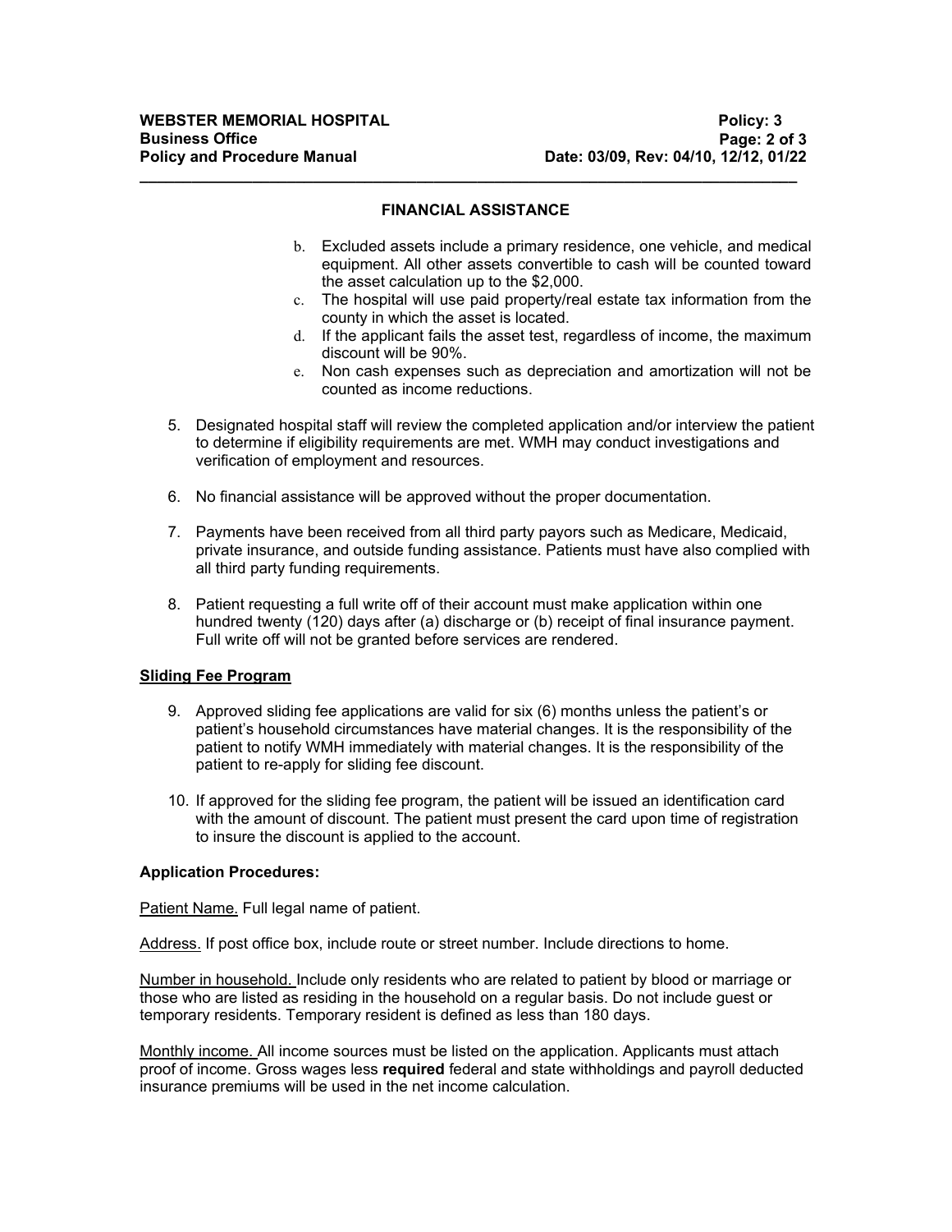## FINANCIAL ASSISTANCE

b. Excluded assets include a primary residence, one vehicle, and medical equipment. All other assets convertible to cash will be counted toward the asset calculation up to the $2,000.

c. The hospital will use paid property/real estate tax information from the county in which the asset is located.

d. If the applicant fails the asset test, regardless of income, the maximum discount will be 90%.

e. Non cash expenses such as depreciation and amortization will not be counted as income reductions.

5. Designated hospital staff will review the completed application and/or interview the patient to determine if eligibility requirements are met. WMH may conduct investigations and verification of employment and resources.

6. No financial assistance will be approved without the proper documentation.

7. Payments have been received from all third party payors such as Medicare, Medicaid, private insurance, and outside funding assistance. Patients must have also complied with all third party funding requirements.

8. Patient requesting a full write off of their account must make application within one hundred twenty (120) days after (a) discharge or (b) receipt of final insurance payment. Full write off will not be granted before services are rendered.

**<u>Sliding Fee Program</u>**

9. Approved sliding fee applications are valid for six (6) months unless the patient's or patient's household circumstances have material changes. It is the responsibility of the patient to notify WMH immediately with material changes. It is the responsibility of the patient to re-apply for sliding fee discount.

10. If approved for the sliding fee program, the patient will be issued an identification card with the amount of discount. The patient must present the card upon time of registration to insure the discount is applied to the account.

**Application Procedures:**

<u>Patient Name.</u> Full legal name of patient.

<u>Address.</u> If post office box, include route or street number. Include directions to home.

<u>Number in household.</u> Include only residents who are related to patient by blood or marriage or those who are listed as residing in the household on a regular basis. Do not include guest or temporary residents. Temporary resident is defined as less than 180 days.

<u>Monthly income.</u> All income sources must be listed on the application. Applicants must attach proof of income. Gross wages less **required** federal and state withholdings and payroll deducted insurance premiums will be used in the net income calculation.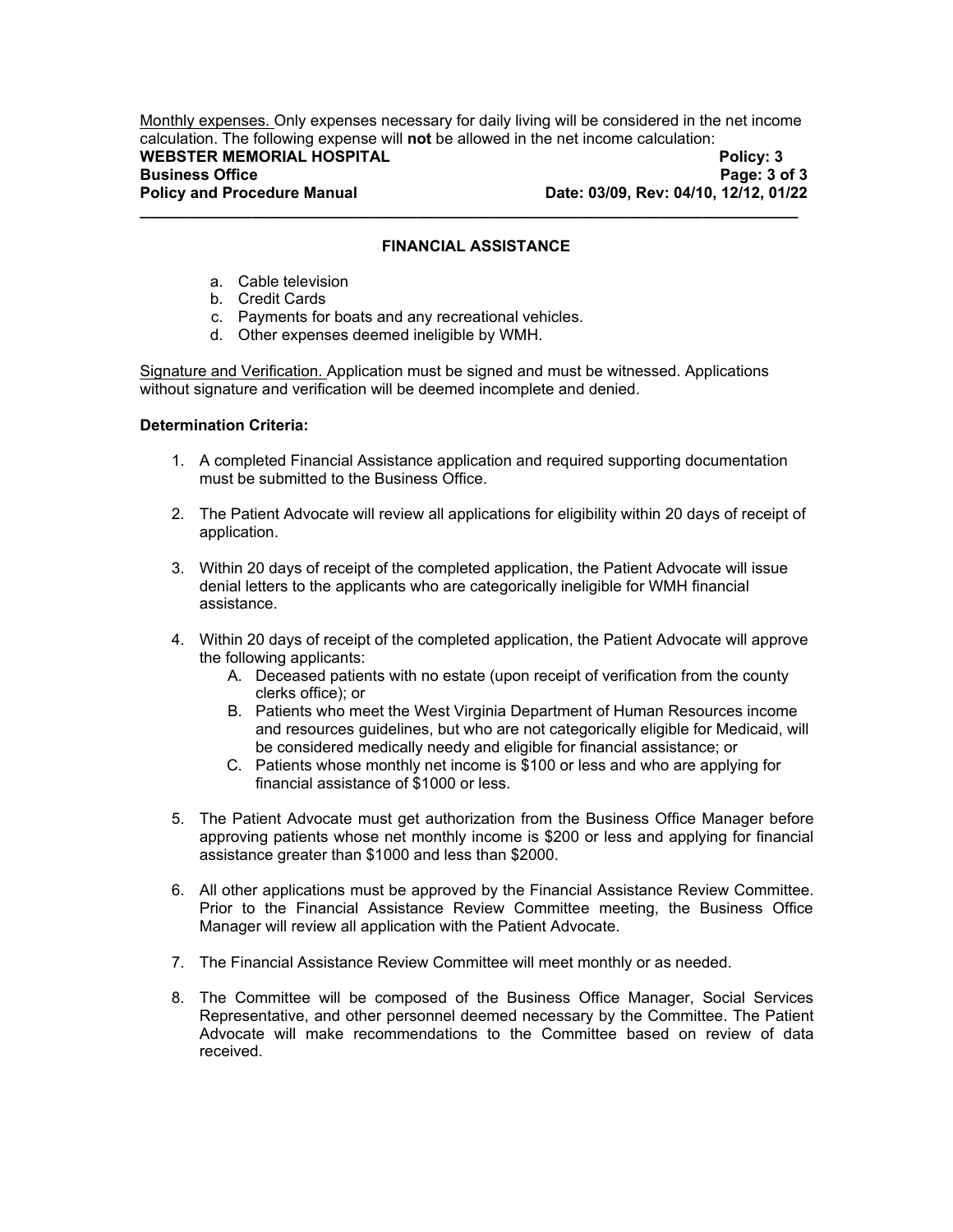Monthly expenses. Only expenses necessary for daily living will be considered in the net income calculation. The following expense will **not** be allowed in the net income calculation:

## FINANCIAL ASSISTANCE

a. Cable television
b. Credit Cards
c. Payments for boats and any recreational vehicles.
d. Other expenses deemed ineligible by WMH.

Signature and Verification. Application must be signed and must be witnessed. Applications without signature and verification will be deemed incomplete and denied.

**Determination Criteria:**

1. A completed Financial Assistance application and required supporting documentation must be submitted to the Business Office.

2. The Patient Advocate will review all applications for eligibility within 20 days of receipt of application.

3. Within 20 days of receipt of the completed application, the Patient Advocate will issue denial letters to the applicants who are categorically ineligible for WMH financial assistance.

4. Within 20 days of receipt of the completed application, the Patient Advocate will approve the following applicants:
   A. Deceased patients with no estate (upon receipt of verification from the county clerks office); or
   B. Patients who meet the West Virginia Department of Human Resources income and resources guidelines, but who are not categorically eligible for Medicaid, will be considered medically needy and eligible for financial assistance; or
   C. Patients whose monthly net income is $100 or less and who are applying for financial assistance of $1000 or less.

5. The Patient Advocate must get authorization from the Business Office Manager before approving patients whose net monthly income is $200 or less and applying for financial assistance greater than $1000 and less than $2000.

6. All other applications must be approved by the Financial Assistance Review Committee. Prior to the Financial Assistance Review Committee meeting, the Business Office Manager will review all application with the Patient Advocate.

7. The Financial Assistance Review Committee will meet monthly or as needed.

8. The Committee will be composed of the Business Office Manager, Social Services Representative, and other personnel deemed necessary by the Committee. The Patient Advocate will make recommendations to the Committee based on review of data received.